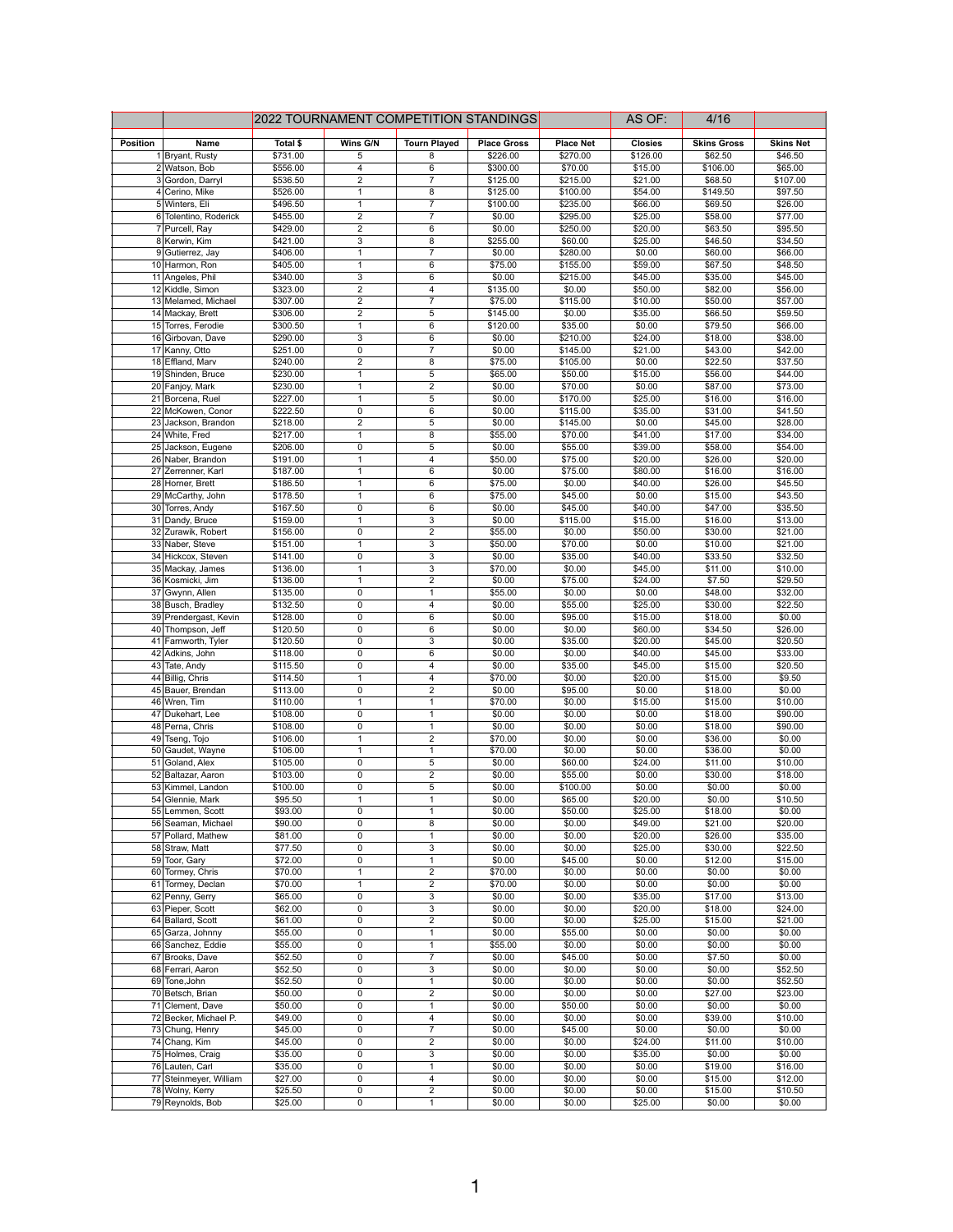| | 2022 TOURNAMENT COMPETITION STANDINGS | | | | | AS OF: | 4/16 | |
|---|---|---|---|---|---|---|---|---|
| **Position** | **Name** | **Total $** | **Wins G/N** | **Tourn Played** | **Place Gross** | **Place Net** | **Closies** | **Skins Gross** | **Skins Net** |
| 1 | Bryant, Rusty | $731.00 | 5 | 8 | $226.00 | $270.00 | $126.00 | $62.50 | $46.50 |
| 2 | Watson, Bob | $556.00 | 4 | 6 | $300.00 | $70.00 | $15.00 | $106.00 | $65.00 |
| 3 | Gordon, Darryl | $536.50 | 2 | 7 | $125.00 | $215.00 | $21.00 | $68.50 | $107.00 |
| 4 | Cerino, Mike | $526.00 | 1 | 8 | $125.00 | $100.00 | $54.00 | $149.50 | $97.50 |
| 5 | Winters, Eli | $496.50 | 1 | 7 | $100.00 | $235.00 | $66.00 | $69.50 | $26.00 |
| 6 | Tolentino, Roderick | $455.00 | 2 | 7 | $0.00 | $295.00 | $25.00 | $58.00 | $77.00 |
| 7 | Purcell, Ray | $429.00 | 2 | 6 | $0.00 | $250.00 | $20.00 | $63.50 | $95.50 |
| 8 | Kerwin, Kim | $421.00 | 3 | 8 | $255.00 | $60.00 | $25.00 | $46.50 | $34.50 |
| 9 | Gutierrez, Jay | $406.00 | 1 | 7 | $0.00 | $280.00 | $0.00 | $60.00 | $66.00 |
| 10 | Harmon, Ron | $405.00 | 1 | 6 | $75.00 | $155.00 | $59.00 | $67.50 | $48.50 |
| 11 | Angeles, Phil | $340.00 | 3 | 6 | $0.00 | $215.00 | $45.00 | $35.00 | $45.00 |
| 12 | Kiddle, Simon | $323.00 | 2 | 4 | $135.00 | $0.00 | $50.00 | $82.00 | $56.00 |
| 13 | Melamed, Michael | $307.00 | 2 | 7 | $75.00 | $115.00 | $10.00 | $50.00 | $57.00 |
| 14 | Mackay, Brett | $306.00 | 2 | 5 | $145.00 | $0.00 | $35.00 | $66.50 | $59.50 |
| 15 | Torres, Ferodie | $300.50 | 1 | 6 | $120.00 | $35.00 | $0.00 | $79.50 | $66.00 |
| 16 | Girbovan, Dave | $290.00 | 3 | 6 | $0.00 | $210.00 | $24.00 | $18.00 | $38.00 |
| 17 | Kanny, Otto | $251.00 | 0 | 7 | $0.00 | $145.00 | $21.00 | $43.00 | $42.00 |
| 18 | Effland, Marv | $240.00 | 2 | 8 | $75.00 | $105.00 | $0.00 | $22.50 | $37.50 |
| 19 | Shinden, Bruce | $230.00 | 1 | 5 | $65.00 | $50.00 | $15.00 | $56.00 | $44.00 |
| 20 | Fanjoy, Mark | $230.00 | 1 | 2 | $0.00 | $70.00 | $0.00 | $87.00 | $73.00 |
| 21 | Borcena, Ruel | $227.00 | 1 | 5 | $0.00 | $170.00 | $25.00 | $16.00 | $16.00 |
| 22 | McKowen, Conor | $222.50 | 0 | 6 | $0.00 | $115.00 | $35.00 | $31.00 | $41.50 |
| 23 | Jackson, Brandon | $218.00 | 2 | 5 | $0.00 | $145.00 | $0.00 | $45.00 | $28.00 |
| 24 | White, Fred | $217.00 | 1 | 8 | $55.00 | $70.00 | $41.00 | $17.00 | $34.00 |
| 25 | Jackson, Eugene | $206.00 | 0 | 5 | $0.00 | $55.00 | $39.00 | $58.00 | $54.00 |
| 26 | Naber, Brandon | $191.00 | 1 | 4 | $50.00 | $75.00 | $20.00 | $26.00 | $20.00 |
| 27 | Zerrenner, Karl | $187.00 | 1 | 6 | $0.00 | $75.00 | $80.00 | $16.00 | $16.00 |
| 28 | Horner, Brett | $186.50 | 1 | 6 | $75.00 | $0.00 | $40.00 | $26.00 | $45.50 |
| 29 | McCarthy, John | $178.50 | 1 | 6 | $75.00 | $45.00 | $0.00 | $15.00 | $43.50 |
| 30 | Torres, Andy | $167.50 | 0 | 6 | $0.00 | $45.00 | $40.00 | $47.00 | $35.50 |
| 31 | Dandy, Bruce | $159.00 | 1 | 3 | $0.00 | $115.00 | $15.00 | $16.00 | $13.00 |
| 32 | Zurawik, Robert | $156.00 | 0 | 2 | $55.00 | $0.00 | $50.00 | $30.00 | $21.00 |
| 33 | Naber, Steve | $151.00 | 1 | 3 | $50.00 | $70.00 | $0.00 | $10.00 | $21.00 |
| 34 | Hickcox, Steven | $141.00 | 0 | 3 | $0.00 | $35.00 | $40.00 | $33.50 | $32.50 |
| 35 | Mackay, James | $136.00 | 1 | 3 | $70.00 | $0.00 | $45.00 | $11.00 | $10.00 |
| 36 | Kosmicki, Jim | $136.00 | 1 | 2 | $0.00 | $75.00 | $24.00 | $7.50 | $29.50 |
| 37 | Gwynn, Allen | $135.00 | 0 | 1 | $55.00 | $0.00 | $0.00 | $48.00 | $32.00 |
| 38 | Busch, Bradley | $132.50 | 0 | 4 | $0.00 | $55.00 | $25.00 | $30.00 | $22.50 |
| 39 | Prendergast, Kevin | $128.00 | 0 | 6 | $0.00 | $95.00 | $15.00 | $18.00 | $0.00 |
| 40 | Thompson, Jeff | $120.50 | 0 | 6 | $0.00 | $0.00 | $60.00 | $34.50 | $26.00 |
| 41 | Farnworth, Tyler | $120.50 | 0 | 3 | $0.00 | $35.00 | $20.00 | $45.00 | $20.50 |
| 42 | Adkins, John | $118.00 | 0 | 6 | $0.00 | $0.00 | $40.00 | $45.00 | $33.00 |
| 43 | Tate, Andy | $115.50 | 0 | 4 | $0.00 | $35.00 | $45.00 | $15.00 | $20.50 |
| 44 | Billig, Chris | $114.50 | 1 | 4 | $70.00 | $0.00 | $20.00 | $15.00 | $9.50 |
| 45 | Bauer, Brendan | $113.00 | 0 | 2 | $0.00 | $95.00 | $0.00 | $18.00 | $0.00 |
| 46 | Wren, Tim | $110.00 | 1 | 1 | $70.00 | $0.00 | $15.00 | $15.00 | $10.00 |
| 47 | Dukehart, Lee | $108.00 | 0 | 1 | $0.00 | $0.00 | $0.00 | $18.00 | $90.00 |
| 48 | Perna, Chris | $108.00 | 0 | 1 | $0.00 | $0.00 | $0.00 | $18.00 | $90.00 |
| 49 | Tseng, Tojo | $106.00 | 1 | 2 | $70.00 | $0.00 | $0.00 | $36.00 | $0.00 |
| 50 | Gaudet, Wayne | $106.00 | 1 | 1 | $70.00 | $0.00 | $0.00 | $36.00 | $0.00 |
| 51 | Goland, Alex | $105.00 | 0 | 5 | $0.00 | $60.00 | $24.00 | $11.00 | $10.00 |
| 52 | Baltazar, Aaron | $103.00 | 0 | 2 | $0.00 | $55.00 | $0.00 | $30.00 | $18.00 |
| 53 | Kimmel, Landon | $100.00 | 0 | 5 | $0.00 | $100.00 | $0.00 | $0.00 | $0.00 |
| 54 | Glennie, Mark | $95.50 | 1 | 1 | $0.00 | $65.00 | $20.00 | $0.00 | $10.50 |
| 55 | Lemmen, Scott | $93.00 | 0 | 1 | $0.00 | $50.00 | $25.00 | $18.00 | $0.00 |
| 56 | Seaman, Michael | $90.00 | 0 | 8 | $0.00 | $0.00 | $49.00 | $21.00 | $20.00 |
| 57 | Pollard, Mathew | $81.00 | 0 | 1 | $0.00 | $0.00 | $20.00 | $26.00 | $35.00 |
| 58 | Straw, Matt | $77.50 | 0 | 3 | $0.00 | $0.00 | $25.00 | $30.00 | $22.50 |
| 59 | Toor, Gary | $72.00 | 0 | 1 | $0.00 | $45.00 | $0.00 | $12.00 | $15.00 |
| 60 | Tormey, Chris | $70.00 | 1 | 2 | $70.00 | $0.00 | $0.00 | $0.00 | $0.00 |
| 61 | Tormey, Declan | $70.00 | 1 | 2 | $70.00 | $0.00 | $0.00 | $0.00 | $0.00 |
| 62 | Penny, Gerry | $65.00 | 0 | 3 | $0.00 | $0.00 | $35.00 | $17.00 | $13.00 |
| 63 | Pieper, Scott | $62.00 | 0 | 3 | $0.00 | $0.00 | $20.00 | $18.00 | $24.00 |
| 64 | Ballard, Scott | $61.00 | 0 | 2 | $0.00 | $0.00 | $25.00 | $15.00 | $21.00 |
| 65 | Garza, Johnny | $55.00 | 0 | 1 | $0.00 | $55.00 | $0.00 | $0.00 | $0.00 |
| 66 | Sanchez, Eddie | $55.00 | 0 | 1 | $55.00 | $0.00 | $0.00 | $0.00 | $0.00 |
| 67 | Brooks, Dave | $52.50 | 0 | 7 | $0.00 | $45.00 | $0.00 | $7.50 | $0.00 |
| 68 | Ferrari, Aaron | $52.50 | 0 | 3 | $0.00 | $0.00 | $0.00 | $0.00 | $52.50 |
| 69 | Tone,John | $52.50 | 0 | 1 | $0.00 | $0.00 | $0.00 | $0.00 | $52.50 |
| 70 | Betsch, Brian | $50.00 | 0 | 2 | $0.00 | $0.00 | $0.00 | $27.00 | $23.00 |
| 71 | Clement, Dave | $50.00 | 0 | 1 | $0.00 | $50.00 | $0.00 | $0.00 | $0.00 |
| 72 | Becker, Michael P. | $49.00 | 0 | 4 | $0.00 | $0.00 | $0.00 | $39.00 | $10.00 |
| 73 | Chung, Henry | $45.00 | 0 | 7 | $0.00 | $45.00 | $0.00 | $0.00 | $0.00 |
| 74 | Chang, Kim | $45.00 | 0 | 2 | $0.00 | $0.00 | $24.00 | $11.00 | $10.00 |
| 75 | Holmes, Craig | $35.00 | 0 | 3 | $0.00 | $0.00 | $35.00 | $0.00 | $0.00 |
| 76 | Lauten, Carl | $35.00 | 0 | 1 | $0.00 | $0.00 | $0.00 | $19.00 | $16.00 |
| 77 | Steinmeyer, William | $27.00 | 0 | 4 | $0.00 | $0.00 | $0.00 | $15.00 | $12.00 |
| 78 | Wolny, Kerry | $25.50 | 0 | 2 | $0.00 | $0.00 | $0.00 | $15.00 | $10.50 |
| 79 | Reynolds, Bob | $25.00 | 0 | 1 | $0.00 | $0.00 | $25.00 | $0.00 | $0.00 |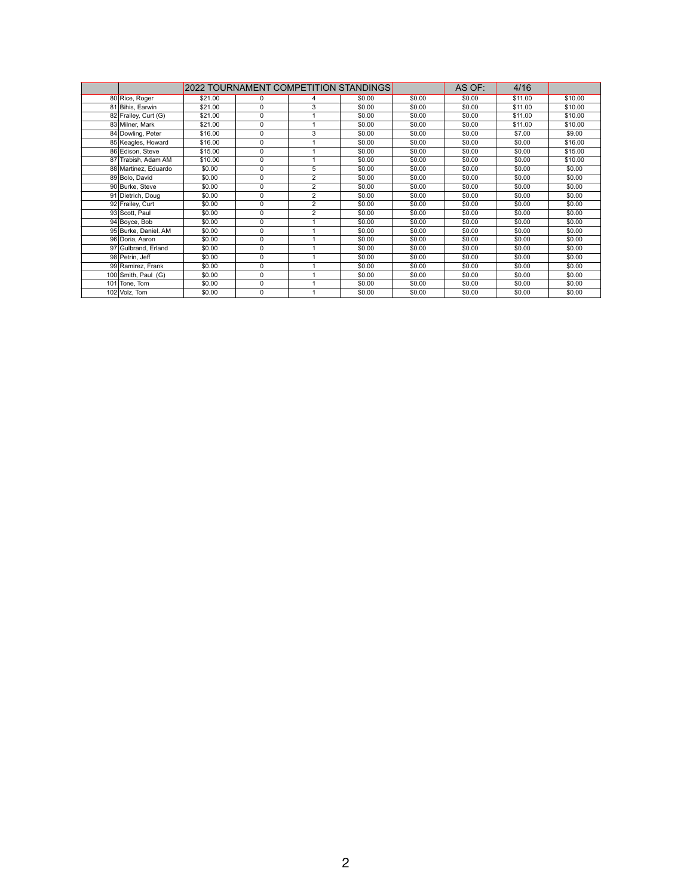| | | 2022 TOURNAMENT COMPETITION STANDINGS | | | | | AS OF: | 4/16 | |
|---|---|---|---|---|---|---|---|---|---|
| 80 | Rice, Roger | $21.00 | 0 | 4 | $0.00 | $0.00 | $0.00 | $11.00 | $10.00 |
| 81 | Bihis, Earwin | $21.00 | 0 | 3 | $0.00 | $0.00 | $0.00 | $11.00 | $10.00 |
| 82 | Frailey, Curt (G) | $21.00 | 0 | 1 | $0.00 | $0.00 | $0.00 | $11.00 | $10.00 |
| 83 | Milner, Mark | $21.00 | 0 | 1 | $0.00 | $0.00 | $0.00 | $11.00 | $10.00 |
| 84 | Dowling, Peter | $16.00 | 0 | 3 | $0.00 | $0.00 | $0.00 | $7.00 | $9.00 |
| 85 | Keagles, Howard | $16.00 | 0 | 1 | $0.00 | $0.00 | $0.00 | $0.00 | $16.00 |
| 86 | Edison, Steve | $15.00 | 0 | 1 | $0.00 | $0.00 | $0.00 | $0.00 | $15.00 |
| 87 | Trabish, Adam AM | $10.00 | 0 | 1 | $0.00 | $0.00 | $0.00 | $0.00 | $10.00 |
| 88 | Martinez, Eduardo | $0.00 | 0 | 5 | $0.00 | $0.00 | $0.00 | $0.00 | $0.00 |
| 89 | Bolo, David | $0.00 | 0 | 2 | $0.00 | $0.00 | $0.00 | $0.00 | $0.00 |
| 90 | Burke, Steve | $0.00 | 0 | 2 | $0.00 | $0.00 | $0.00 | $0.00 | $0.00 |
| 91 | Dietrich, Doug | $0.00 | 0 | 2 | $0.00 | $0.00 | $0.00 | $0.00 | $0.00 |
| 92 | Frailey, Curt | $0.00 | 0 | 2 | $0.00 | $0.00 | $0.00 | $0.00 | $0.00 |
| 93 | Scott, Paul | $0.00 | 0 | 2 | $0.00 | $0.00 | $0.00 | $0.00 | $0.00 |
| 94 | Boyce, Bob | $0.00 | 0 | 1 | $0.00 | $0.00 | $0.00 | $0.00 | $0.00 |
| 95 | Burke, Daniel. AM | $0.00 | 0 | 1 | $0.00 | $0.00 | $0.00 | $0.00 | $0.00 |
| 96 | Doria, Aaron | $0.00 | 0 | 1 | $0.00 | $0.00 | $0.00 | $0.00 | $0.00 |
| 97 | Gulbrand, Erland | $0.00 | 0 | 1 | $0.00 | $0.00 | $0.00 | $0.00 | $0.00 |
| 98 | Petrin, Jeff | $0.00 | 0 | 1 | $0.00 | $0.00 | $0.00 | $0.00 | $0.00 |
| 99 | Ramirez, Frank | $0.00 | 0 | 1 | $0.00 | $0.00 | $0.00 | $0.00 | $0.00 |
| 100 | Smith, Paul (G) | $0.00 | 0 | 1 | $0.00 | $0.00 | $0.00 | $0.00 | $0.00 |
| 101 | Tone, Tom | $0.00 | 0 | 1 | $0.00 | $0.00 | $0.00 | $0.00 | $0.00 |
| 102 | Volz, Tom | $0.00 | 0 | 1 | $0.00 | $0.00 | $0.00 | $0.00 | $0.00 |